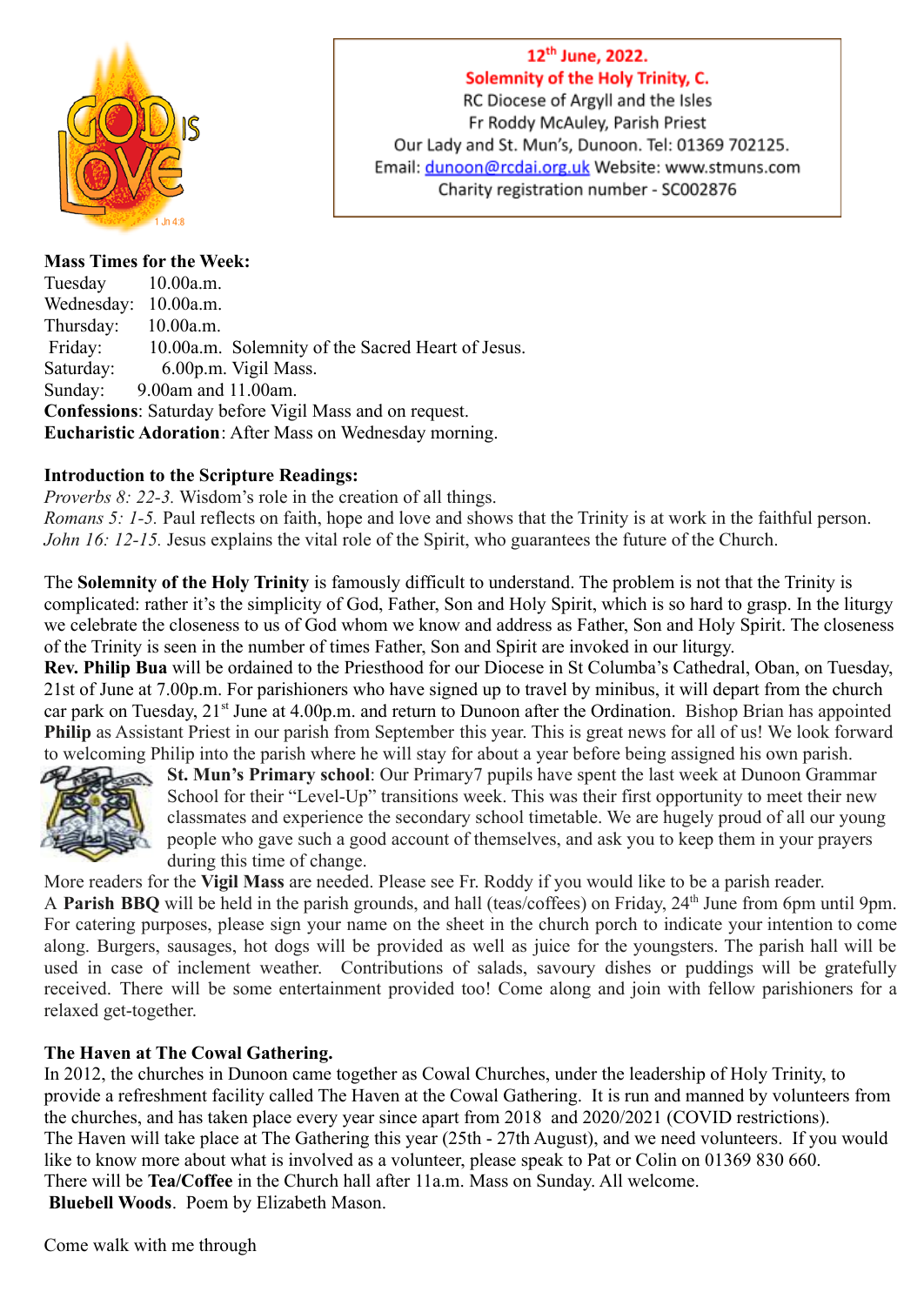**12th June, 2022.**
**Solemnity of the Holy Trinity, C.**
RC Diocese of Argyll and the Isles
Fr Roddy McAuley, Parish Priest
Our Lady and St. Mun's, Dunoon. Tel: 01369 702125.
Email: dunoon@rcdai.org.uk Website: www.stmuns.com
Charity registration number - SC002876

**Mass Times for the Week:**
Tuesday 10.00a.m.
Wednesday: 10.00a.m.
Thursday: 10.00a.m.
Friday: 10.00a.m. Solemnity of the Sacred Heart of Jesus.
Saturday: 6.00p.m. Vigil Mass.
Sunday: 9.00am and 11.00am.
**Confessions**: Saturday before Vigil Mass and on request.
**Eucharistic Adoration**: After Mass on Wednesday morning.

**Introduction to the Scripture Readings:**
*Proverbs 8: 22-3.* Wisdom's role in the creation of all things.
*Romans 5: 1-5.* Paul reflects on faith, hope and love and shows that the Trinity is at work in the faithful person.
*John 16: 12-15.* Jesus explains the vital role of the Spirit, who guarantees the future of the Church.

The **Solemnity of the Holy Trinity** is famously difficult to understand. The problem is not that the Trinity is complicated: rather it's the simplicity of God, Father, Son and Holy Spirit, which is so hard to grasp. In the liturgy we celebrate the closeness to us of God whom we know and address as Father, Son and Holy Spirit. The closeness of the Trinity is seen in the number of times Father, Son and Spirit are invoked in our liturgy.

**Rev. Philip Bua** will be ordained to the Priesthood for our Diocese in St Columba's Cathedral, Oban, on Tuesday, 21st of June at 7.00p.m. For parishioners who have signed up to travel by minibus, it will depart from the church car park on Tuesday, 21st June at 4.00p.m. and return to Dunoon after the Ordination. Bishop Brian has appointed **Philip** as Assistant Priest in our parish from September this year. This is great news for all of us! We look forward to welcoming Philip into the parish where he will stay for about a year before being assigned his own parish.

**St. Mun's Primary school**: Our Primary7 pupils have spent the last week at Dunoon Grammar School for their "Level-Up" transitions week. This was their first opportunity to meet their new classmates and experience the secondary school timetable. We are hugely proud of all our young people who gave such a good account of themselves, and ask you to keep them in your prayers during this time of change.

More readers for the **Vigil Mass** are needed. Please see Fr. Roddy if you would like to be a parish reader.

A **Parish BBQ** will be held in the parish grounds, and hall (teas/coffees) on Friday, 24th June from 6pm until 9pm. For catering purposes, please sign your name on the sheet in the church porch to indicate your intention to come along. Burgers, sausages, hot dogs will be provided as well as juice for the youngsters. The parish hall will be used in case of inclement weather. Contributions of salads, savoury dishes or puddings will be gratefully received. There will be some entertainment provided too! Come along and join with fellow parishioners for a relaxed get-together.

**The Haven at The Cowal Gathering.**
In 2012, the churches in Dunoon came together as Cowal Churches, under the leadership of Holy Trinity, to provide a refreshment facility called The Haven at the Cowal Gathering. It is run and manned by volunteers from the churches, and has taken place every year since apart from 2018 and 2020/2021 (COVID restrictions).
The Haven will take place at The Gathering this year (25th - 27th August), and we need volunteers. If you would like to know more about what is involved as a volunteer, please speak to Pat or Colin on 01369 830 660.
There will be **Tea/Coffee** in the Church hall after 11a.m. Mass on Sunday. All welcome.
**Bluebell Woods**. Poem by Elizabeth Mason.

Come walk with me through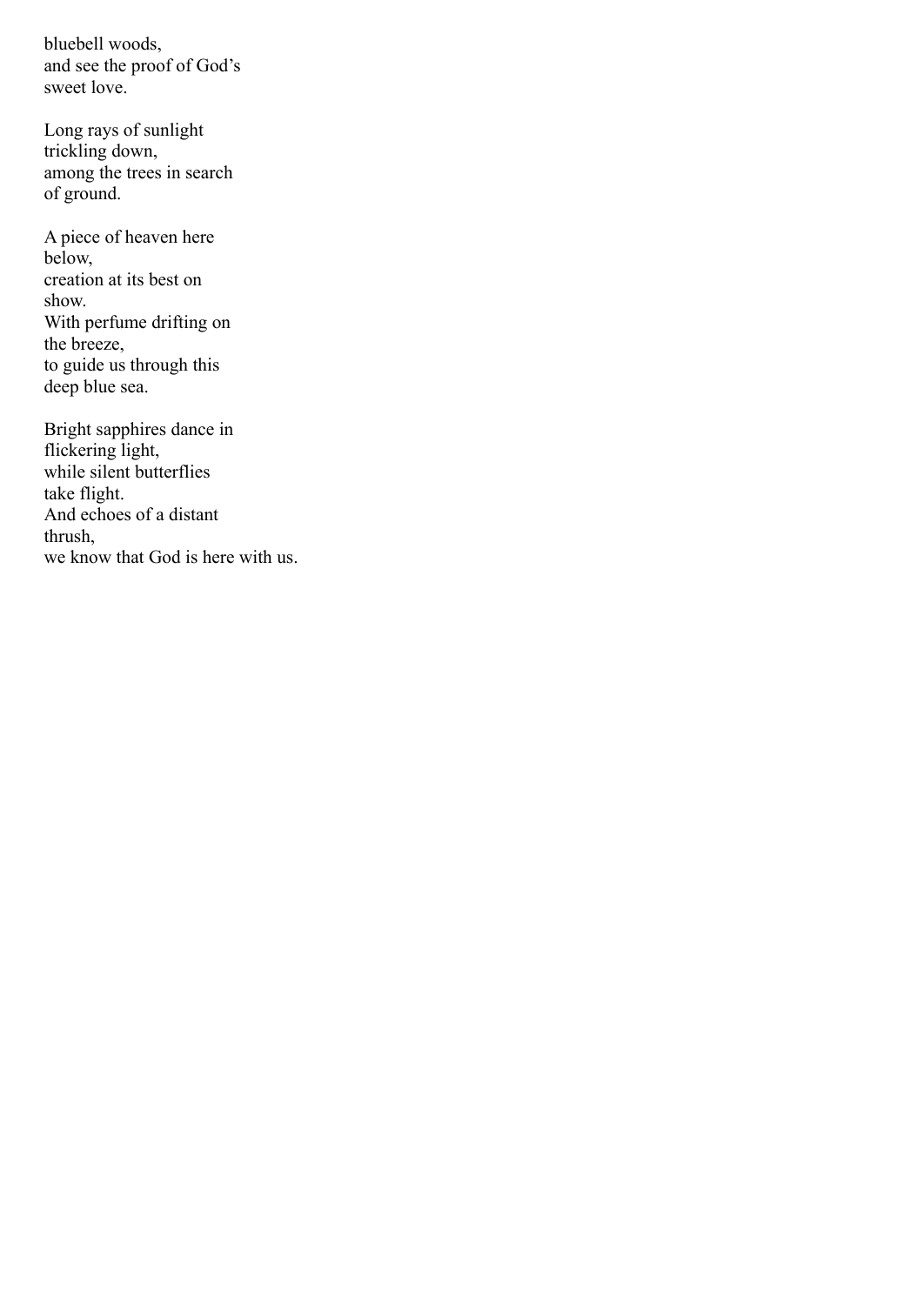bluebell woods,
and see the proof of God's
sweet love.

Long rays of sunlight
trickling down,
among the trees in search
of ground.

A piece of heaven here
below,
creation at its best on
show.
With perfume drifting on
the breeze,
to guide us through this
deep blue sea.

Bright sapphires dance in
flickering light,
while silent butterflies
take flight.
And echoes of a distant
thrush,
we know that God is here with us.